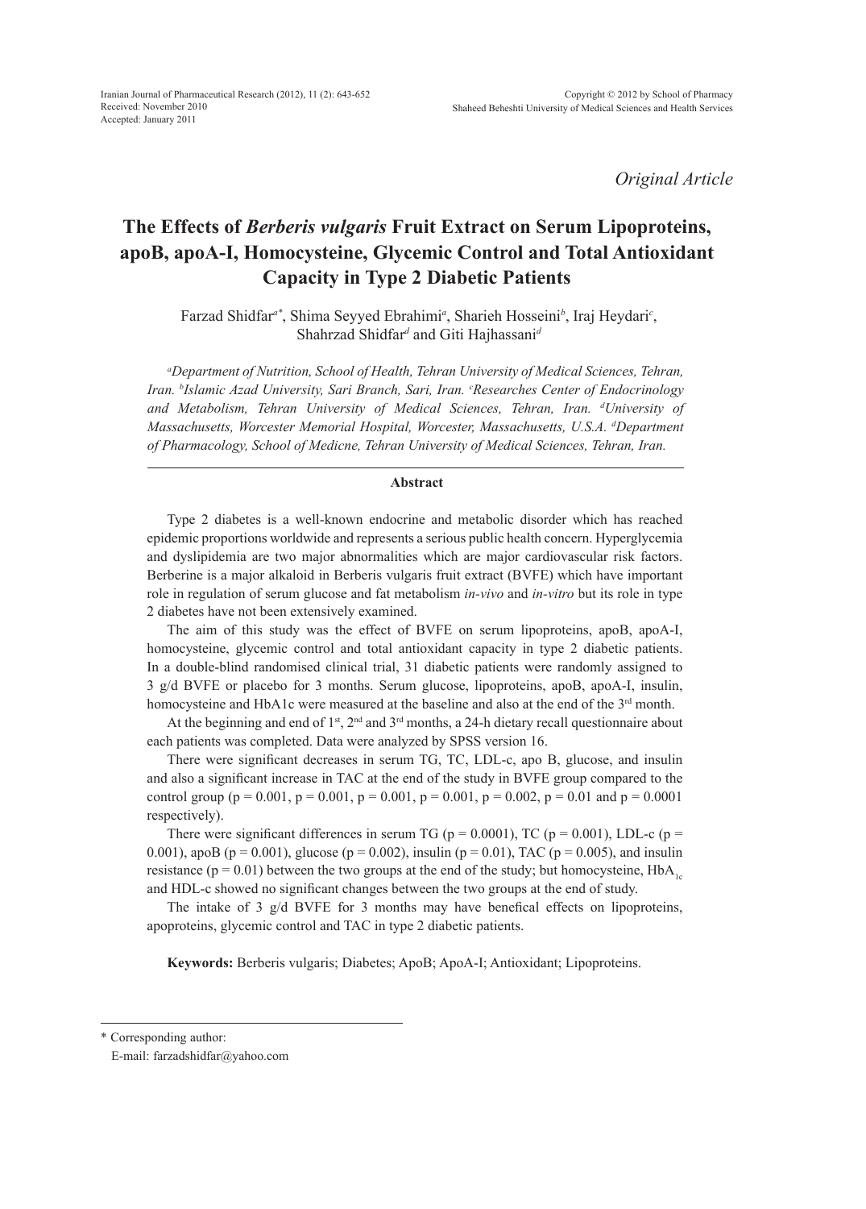*Original Article*

# The Effects of *Berberis vulgaris* Fruit Extract on Serum Lipoproteins, apoB, apoA-I, Homocysteine, Glycemic Control and Total Antioxidant Capacity in Type 2 Diabetic Patients

Farzad Shidfar[a*], Shima Seyyed Ebrahimi[a], Sharieh Hosseini[b], Iraj Heydari[c], Shahrzad Shidfar[d] and Giti Hajhassani[d]

[a]*Department of Nutrition, School of Health, Tehran University of Medical Sciences, Tehran, Iran.* [b]*Islamic Azad University, Sari Branch, Sari, Iran.* [c]*Researches Center of Endocrinology and Metabolism, Tehran University of Medical Sciences, Tehran, Iran.* [d]*University of Massachusetts, Worcester Memorial Hospital, Worcester, Massachusetts, U.S.A.* [d]*Department of Pharmacology, School of Medicne, Tehran University of Medical Sciences, Tehran, Iran.*

## Abstract

Type 2 diabetes is a well-known endocrine and metabolic disorder which has reached epidemic proportions worldwide and represents a serious public health concern. Hyperglycemia and dyslipidemia are two major abnormalities which are major cardiovascular risk factors. Berberine is a major alkaloid in Berberis vulgaris fruit extract (BVFE) which have important role in regulation of serum glucose and fat metabolism *in-vivo* and *in-vitro* but its role in type 2 diabetes have not been extensively examined.

The aim of this study was the effect of BVFE on serum lipoproteins, apoB, apoA-I, homocysteine, glycemic control and total antioxidant capacity in type 2 diabetic patients. In a double-blind randomised clinical trial, 31 diabetic patients were randomly assigned to 3 g/d BVFE or placebo for 3 months. Serum glucose, lipoproteins, apoB, apoA-I, insulin, homocysteine and HbA1c were measured at the baseline and also at the end of the 3rd month.

At the beginning and end of 1st, 2nd and 3rd months, a 24-h dietary recall questionnaire about each patients was completed. Data were analyzed by SPSS version 16.

There were significant decreases in serum TG, TC, LDL-c, apo B, glucose, and insulin and also a significant increase in TAC at the end of the study in BVFE group compared to the control group ($p = 0.001$, $p = 0.001$, $p = 0.001$, $p = 0.001$, $p = 0.002$, $p = 0.01$ and $p = 0.0001$ respectively).

There were significant differences in serum TG ($p = 0.0001$), TC ($p = 0.001$), LDL-c ($p = 0.001$), apoB ($p = 0.001$), glucose ($p = 0.002$), insulin ($p = 0.01$), TAC ($p = 0.005$), and insulin resistance ($p = 0.01$) between the two groups at the end of the study; but homocysteine, $HbA_{1c}$ and HDL-c showed no significant changes between the two groups at the end of study.

The intake of 3 g/d BVFE for 3 months may have benefical effects on lipoproteins, apoproteins, glycemic control and TAC in type 2 diabetic patients.

**Keywords:** Berberis vulgaris; Diabetes; ApoB; ApoA-I; Antioxidant; Lipoproteins.

---

\* Corresponding author:
E-mail: farzadshidfar@yahoo.com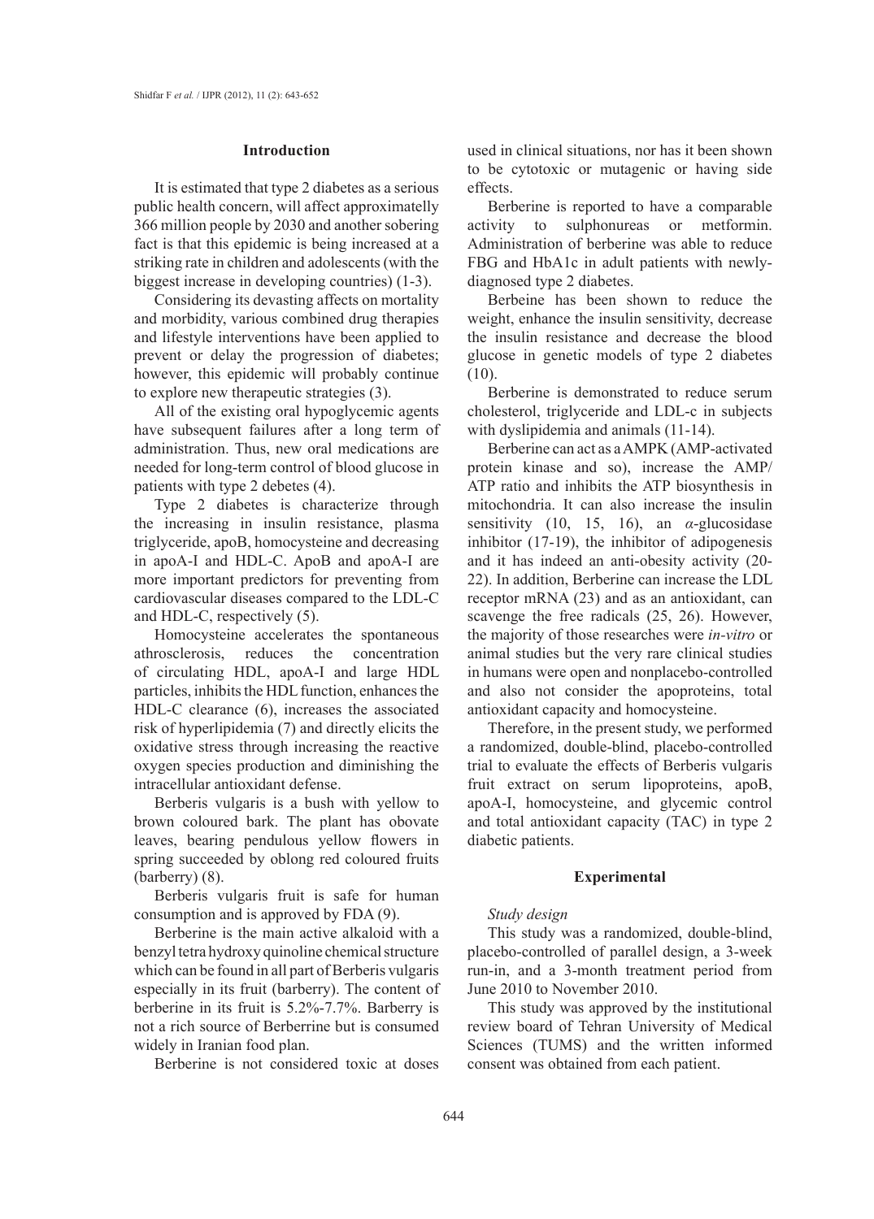## Introduction

It is estimated that type 2 diabetes as a serious public health concern, will affect approximatelly 366 million people by 2030 and another sobering fact is that this epidemic is being increased at a striking rate in children and adolescents (with the biggest increase in developing countries) (1-3).

Considering its devasting affects on mortality and morbidity, various combined drug therapies and lifestyle interventions have been applied to prevent or delay the progression of diabetes; however, this epidemic will probably continue to explore new therapeutic strategies (3).

All of the existing oral hypoglycemic agents have subsequent failures after a long term of administration. Thus, new oral medications are needed for long-term control of blood glucose in patients with type 2 debetes (4).

Type 2 diabetes is characterize through the increasing in insulin resistance, plasma triglyceride, apoB, homocysteine and decreasing in apoA-I and HDL-C. ApoB and apoA-I are more important predictors for preventing from cardiovascular diseases compared to the LDL-C and HDL-C, respectively (5).

Homocysteine accelerates the spontaneous athrosclerosis, reduces the concentration of circulating HDL, apoA-I and large HDL particles, inhibits the HDL function, enhances the HDL-C clearance (6), increases the associated risk of hyperlipidemia (7) and directly elicits the oxidative stress through increasing the reactive oxygen species production and diminishing the intracellular antioxidant defense.

Berberis vulgaris is a bush with yellow to brown coloured bark. The plant has obovate leaves, bearing pendulous yellow flowers in spring succeeded by oblong red coloured fruits (barberry) (8).

Berberis vulgaris fruit is safe for human consumption and is approved by FDA (9).

Berberine is the main active alkaloid with a benzyl tetra hydroxy quinoline chemical structure which can be found in all part of Berberis vulgaris especially in its fruit (barberry). The content of berberine in its fruit is 5.2%-7.7%. Barberry is not a rich source of Berberrine but is consumed widely in Iranian food plan.

Berberine is not considered toxic at doses used in clinical situations, nor has it been shown to be cytotoxic or mutagenic or having side effects.

Berberine is reported to have a comparable activity to sulphonureas or metformin. Administration of berberine was able to reduce FBG and HbA1c in adult patients with newly-diagnosed type 2 diabetes.

Berbeine has been shown to reduce the weight, enhance the insulin sensitivity, decrease the insulin resistance and decrease the blood glucose in genetic models of type 2 diabetes (10).

Berberine is demonstrated to reduce serum cholesterol, triglyceride and LDL-c in subjects with dyslipidemia and animals (11-14).

Berberine can act as a AMPK (AMP-activated protein kinase and so), increase the AMP/ATP ratio and inhibits the ATP biosynthesis in mitochondria. It can also increase the insulin sensitivity (10, 15, 16), an $\alpha$-glucosidase inhibitor (17-19), the inhibitor of adipogenesis and it has indeed an anti-obesity activity (20-22). In addition, Berberine can increase the LDL receptor mRNA (23) and as an antioxidant, can scavenge the free radicals (25, 26). However, the majority of those researches were *in-vitro* or animal studies but the very rare clinical studies in humans were open and nonplacebo-controlled and also not consider the apoproteins, total antioxidant capacity and homocysteine.

Therefore, in the present study, we performed a randomized, double-blind, placebo-controlled trial to evaluate the effects of Berberis vulgaris fruit extract on serum lipoproteins, apoB, apoA-I, homocysteine, and glycemic control and total antioxidant capacity (TAC) in type 2 diabetic patients.

## Experimental

*Study design*

This study was a randomized, double-blind, placebo-controlled of parallel design, a 3-week run-in, and a 3-month treatment period from June 2010 to November 2010.

This study was approved by the institutional review board of Tehran University of Medical Sciences (TUMS) and the written informed consent was obtained from each patient.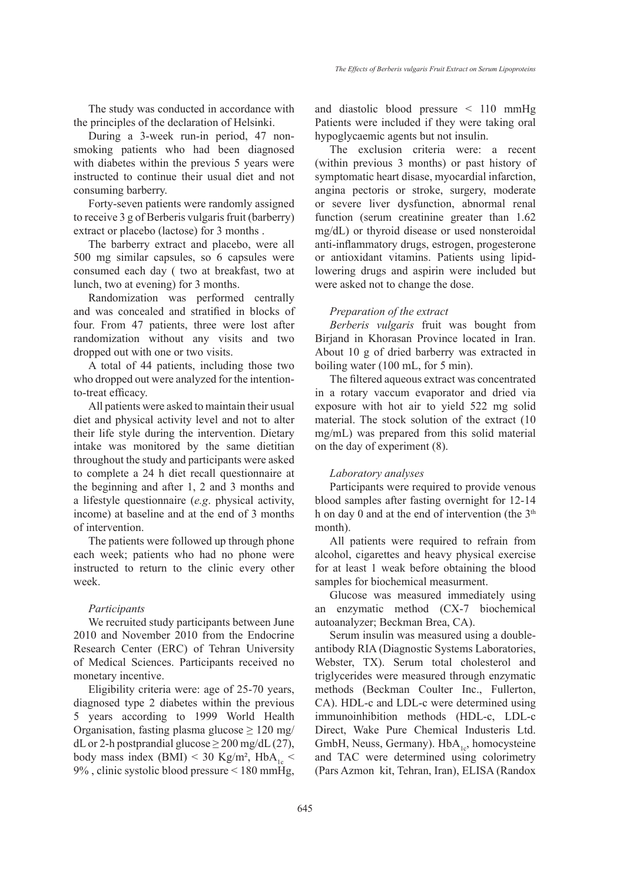The study was conducted in accordance with the principles of the declaration of Helsinki.

During a 3-week run-in period, 47 non-smoking patients who had been diagnosed with diabetes within the previous 5 years were instructed to continue their usual diet and not consuming barberry.

Forty-seven patients were randomly assigned to receive 3 g of Berberis vulgaris fruit (barberry) extract or placebo (lactose) for 3 months .

The barberry extract and placebo, were all 500 mg similar capsules, so 6 capsules were consumed each day ( two at breakfast, two at lunch, two at evening) for 3 months.

Randomization was performed centrally and was concealed and stratified in blocks of four. From 47 patients, three were lost after randomization without any visits and two dropped out with one or two visits.

A total of 44 patients, including those two who dropped out were analyzed for the intention-to-treat efficacy.

All patients were asked to maintain their usual diet and physical activity level and not to alter their life style during the intervention. Dietary intake was monitored by the same dietitian throughout the study and participants were asked to complete a 24 h diet recall questionnaire at the beginning and after 1, 2 and 3 months and a lifestyle questionnaire (*e.g*. physical activity, income) at baseline and at the end of 3 months of intervention.

The patients were followed up through phone each week; patients who had no phone were instructed to return to the clinic every other week.

*Participants*

We recruited study participants between June 2010 and November 2010 from the Endocrine Research Center (ERC) of Tehran University of Medical Sciences. Participants received no monetary incentive.

Eligibility criteria were: age of 25-70 years, diagnosed type 2 diabetes within the previous 5 years according to 1999 World Health Organisation, fasting plasma glucose ≥ 120 mg/dL or 2-h postprandial glucose ≥ 200 mg/dL (27), body mass index (BMI) < 30 Kg/m², $HbA_{1c}$ < 9% , clinic systolic blood pressure < 180 mmHg, and diastolic blood pressure < 110 mmHg Patients were included if they were taking oral hypoglycaemic agents but not insulin.

The exclusion criteria were: a recent (within previous 3 months) or past history of symptomatic heart disase, myocardial infarction, angina pectoris or stroke, surgery, moderate or severe liver dysfunction, abnormal renal function (serum creatinine greater than 1.62 mg/dL) or thyroid disease or used nonsteroidal anti-inflammatory drugs, estrogen, progesterone or antioxidant vitamins. Patients using lipid-lowering drugs and aspirin were included but were asked not to change the dose.

*Preparation of the extract*

*Berberis vulgaris* fruit was bought from Birjand in Khorasan Province located in Iran. About 10 g of dried barberry was extracted in boiling water (100 mL, for 5 min).

The filtered aqueous extract was concentrated in a rotary vaccum evaporator and dried via exposure with hot air to yield 522 mg solid material. The stock solution of the extract (10 mg/mL) was prepared from this solid material on the day of experiment (8).

*Laboratory analyses*

Participants were required to provide venous blood samples after fasting overnight for 12-14 h on day 0 and at the end of intervention (the 3$^{th}$ month).

All patients were required to refrain from alcohol, cigarettes and heavy physical exercise for at least 1 weak before obtaining the blood samples for biochemical measurment.

Glucose was measured immediately using an enzymatic method (CX-7 biochemical autoanalyzer; Beckman Brea, CA).

Serum insulin was measured using a double-antibody RIA (Diagnostic Systems Laboratories, Webster, TX). Serum total cholesterol and triglycerides were measured through enzymatic methods (Beckman Coulter Inc., Fullerton, CA). HDL-c and LDL-c were determined using immunoinhibition methods (HDL-c, LDL-c Direct, Wake Pure Chemical Industeris Ltd. GmbH, Neuss, Germany). $HbA_{1c}$, homocysteine and TAC were determined using colorimetry (Pars Azmon kit, Tehran, Iran), ELISA (Randox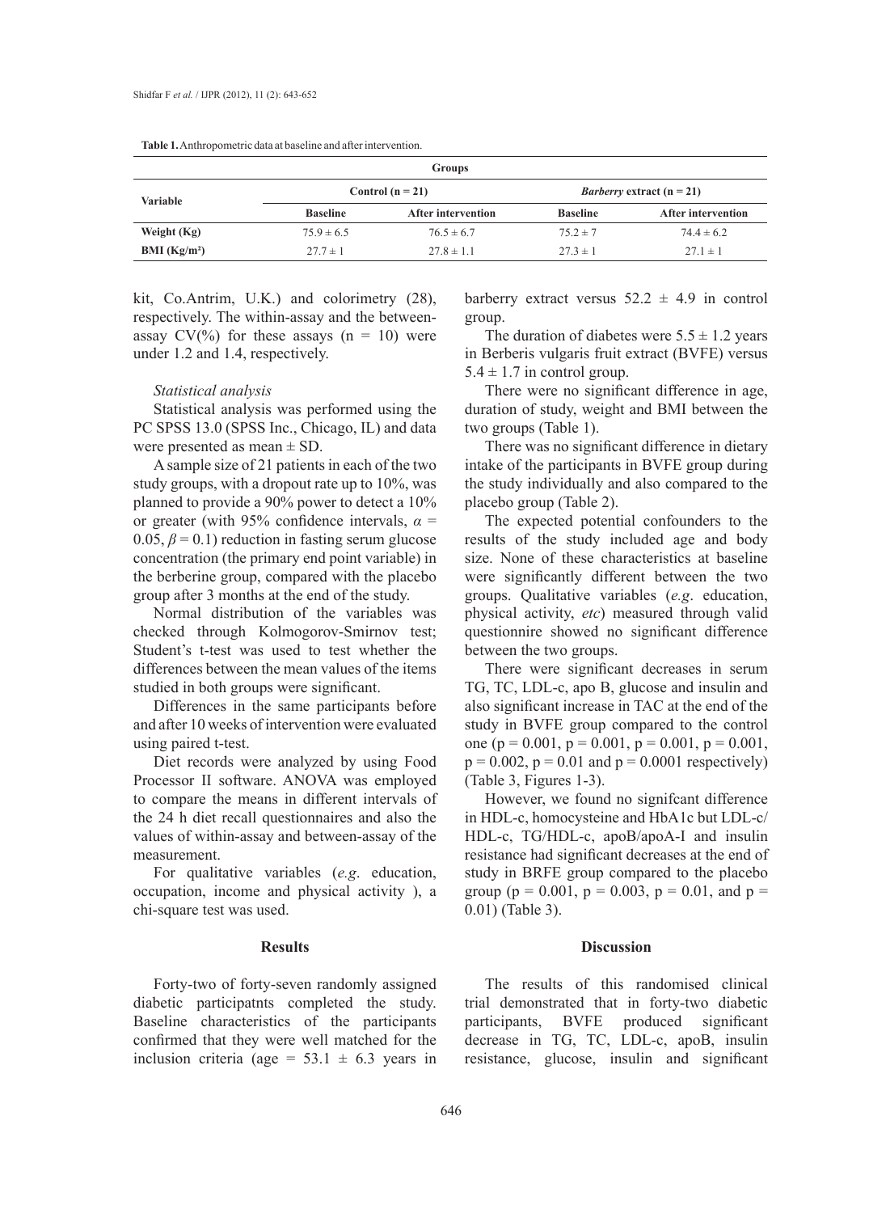**Table 1.** Anthropometric data at baseline and after intervention.

| Variable | Control (n = 21) | | *Barberry* extract (n = 21) | |
|---|---|---|---|---|
| | Baseline | After intervention | Baseline | After intervention |
| Weight (Kg) | 75.9 ± 6.5 | 76.5 ± 6.7 | 75.2 ± 7 | 74.4 ± 6.2 |
| BMI (Kg/m²) | 27.7 ± 1 | 27.8 ± 1.1 | 27.3 ± 1 | 27.1 ± 1 |

kit, Co.Antrim, U.K.) and colorimetry (28), respectively. The within-assay and the between-assay CV(%) for these assays (n = 10) were under 1.2 and 1.4, respectively.

*Statistical analysis*

Statistical analysis was performed using the PC SPSS 13.0 (SPSS Inc., Chicago, IL) and data were presented as mean ± SD.

A sample size of 21 patients in each of the two study groups, with a dropout rate up to 10%, was planned to provide a 90% power to detect a 10% or greater (with 95% confidence intervals, $\alpha = 0.05$, $\beta = 0.1$) reduction in fasting serum glucose concentration (the primary end point variable) in the berberine group, compared with the placebo group after 3 months at the end of the study.

Normal distribution of the variables was checked through Kolmogorov-Smirnov test; Student's t-test was used to test whether the differences between the mean values of the items studied in both groups were significant.

Differences in the same participants before and after 10 weeks of intervention were evaluated using paired t-test.

Diet records were analyzed by using Food Processor II software. ANOVA was employed to compare the means in different intervals of the 24 h diet recall questionnaires and also the values of within-assay and between-assay of the measurement.

For qualitative variables (*e.g*. education, occupation, income and physical activity ), a chi-square test was used.

## Results

Forty-two of forty-seven randomly assigned diabetic participatnts completed the study. Baseline characteristics of the participants confirmed that they were well matched for the inclusion criteria (age = 53.1 ± 6.3 years in barberry extract versus 52.2 ± 4.9 in control group.

The duration of diabetes were 5.5 ± 1.2 years in Berberis vulgaris fruit extract (BVFE) versus 5.4 ± 1.7 in control group.

There were no significant difference in age, duration of study, weight and BMI between the two groups (Table 1).

There was no significant difference in dietary intake of the participants in BVFE group during the study individually and also compared to the placebo group (Table 2).

The expected potential confounders to the results of the study included age and body size. None of these characteristics at baseline were significantly different between the two groups. Qualitative variables (*e.g*. education, physical activity, *etc*) measured through valid questionnire showed no significant difference between the two groups.

There were significant decreases in serum TG, TC, LDL-c, apo B, glucose and insulin and also significant increase in TAC at the end of the study in BVFE group compared to the control one ($p = 0.001$, $p = 0.001$, $p = 0.001$, $p = 0.001$, $p = 0.002$, $p = 0.01$ and $p = 0.0001$ respectively) (Table 3, Figures 1-3).

However, we found no signifcant difference in HDL-c, homocysteine and HbA1c but LDL-c/HDL-c, TG/HDL-c, apoB/apoA-I and insulin resistance had significant decreases at the end of study in BRFE group compared to the placebo group ($p = 0.001$, $p = 0.003$, $p = 0.01$, and $p = 0.01$) (Table 3).

## Discussion

The results of this randomised clinical trial demonstrated that in forty-two diabetic participants, BVFE produced significant decrease in TG, TC, LDL-c, apoB, insulin resistance, glucose, insulin and significant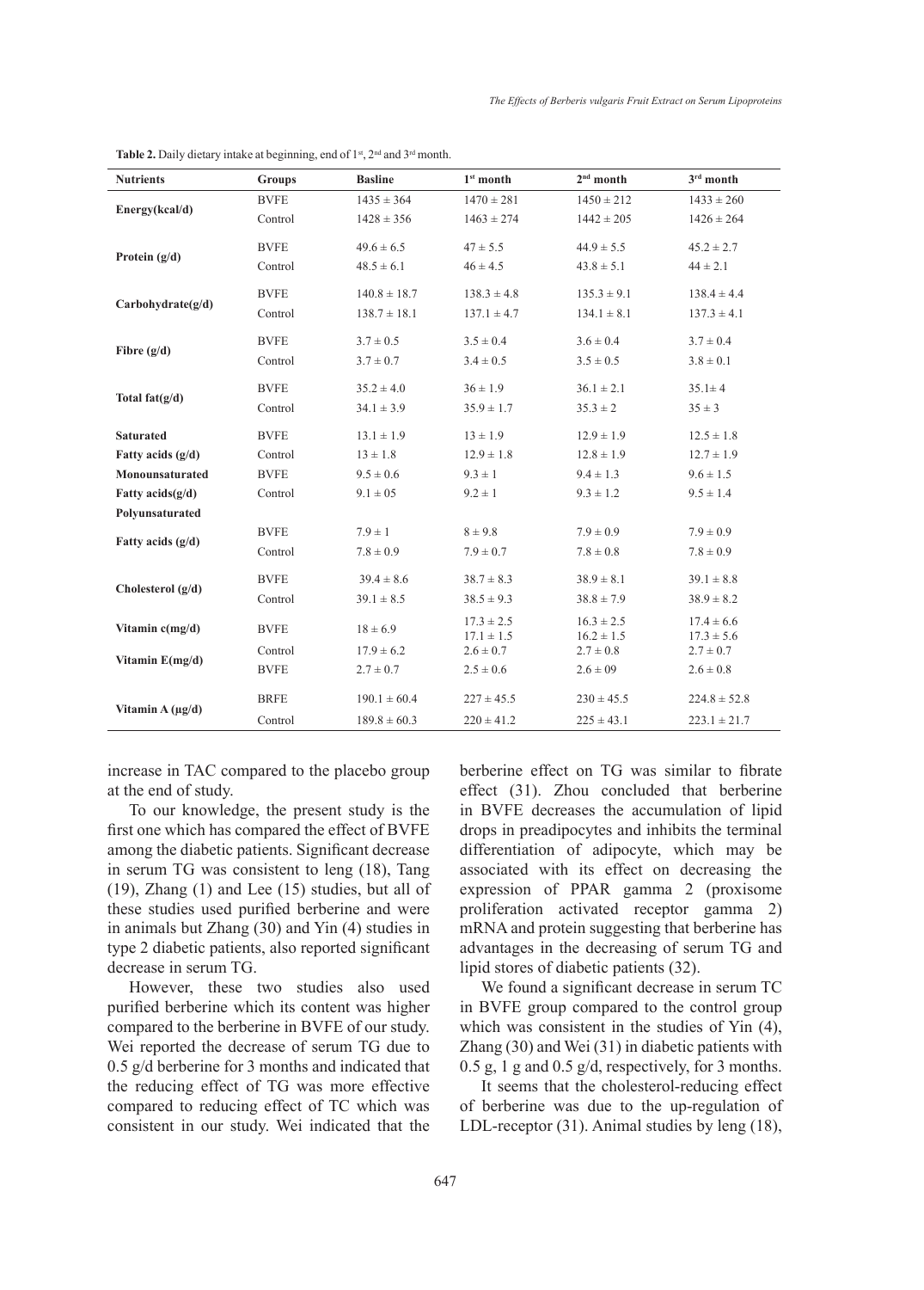**Table 2.** Daily dietary intake at beginning, end of 1st, 2nd and 3rd month.

| Nutrients | Groups | Basline | 1st month | 2nd month | 3rd month |
|---|---|---|---|---|---|
| Energy(kcal/d) | BVFE | 1435 ± 364 | 1470 ± 281 | 1450 ± 212 | 1433 ± 260 |
| | Control | 1428 ± 356 | 1463 ± 274 | 1442 ± 205 | 1426 ± 264 |
| Protein (g/d) | BVFE | 49.6 ± 6.5 | 47 ± 5.5 | 44.9 ± 5.5 | 45.2 ± 2.7 |
| | Control | 48.5 ± 6.1 | 46 ± 4.5 | 43.8 ± 5.1 | 44 ± 2.1 |
| Carbohydrate(g/d) | BVFE | 140.8 ± 18.7 | 138.3 ± 4.8 | 135.3 ± 9.1 | 138.4 ± 4.4 |
| | Control | 138.7 ± 18.1 | 137.1 ± 4.7 | 134.1 ± 8.1 | 137.3 ± 4.1 |
| Fibre (g/d) | BVFE | 3.7 ± 0.5 | 3.5 ± 0.4 | 3.6 ± 0.4 | 3.7 ± 0.4 |
| | Control | 3.7 ± 0.7 | 3.4 ± 0.5 | 3.5 ± 0.5 | 3.8 ± 0.1 |
| Total fat(g/d) | BVFE | 35.2 ± 4.0 | 36 ± 1.9 | 36.1 ± 2.1 | 35.1± 4 |
| | Control | 34.1 ± 3.9 | 35.9 ± 1.7 | 35.3 ± 2 | 35 ± 3 |
| Saturated Fatty acids (g/d) | BVFE | 13.1 ± 1.9 | 13 ± 1.9 | 12.9 ± 1.9 | 12.5 ± 1.8 |
| | Control | 13 ± 1.8 | 12.9 ± 1.8 | 12.8 ± 1.9 | 12.7 ± 1.9 |
| Monounsaturated Fatty acids(g/d) | BVFE | 9.5 ± 0.6 | 9.3 ± 1 | 9.4 ± 1.3 | 9.6 ± 1.5 |
| | Control | 9.1 ± 05 | 9.2 ± 1 | 9.3 ± 1.2 | 9.5 ± 1.4 |
| Polyunsaturated Fatty acids (g/d) | BVFE | 7.9 ± 1 | 8 ± 9.8 | 7.9 ± 0.9 | 7.9 ± 0.9 |
| | Control | 7.8 ± 0.9 | 7.9 ± 0.7 | 7.8 ± 0.8 | 7.8 ± 0.9 |
| Cholesterol (g/d) | BVFE | 39.4 ± 8.6 | 38.7 ± 8.3 | 38.9 ± 8.1 | 39.1 ± 8.8 |
| | Control | 39.1 ± 8.5 | 38.5 ± 9.3 | 38.8 ± 7.9 | 38.9 ± 8.2 |
| Vitamin c(mg/d) | BVFE | 18 ± 6.9 | 17.3 ± 2.5<br>17.1 ± 1.5 | 16.3 ± 2.5<br>16.2 ± 1.5 | 17.4 ± 6.6<br>17.3 ± 5.6 |
| Vitamin E(mg/d) | Control | 17.9 ± 6.2 | 2.6 ± 0.7 | 2.7 ± 0.8 | 2.7 ± 0.7 |
| | BVFE | 2.7 ± 0.7 | 2.5 ± 0.6 | 2.6 ± 09 | 2.6 ± 0.8 |
| Vitamin A (μg/d) | BRFE | 190.1 ± 60.4 | 227 ± 45.5 | 230 ± 45.5 | 224.8 ± 52.8 |
| | Control | 189.8 ± 60.3 | 220 ± 41.2 | 225 ± 43.1 | 223.1 ± 21.7 |

increase in TAC compared to the placebo group at the end of study.

To our knowledge, the present study is the first one which has compared the effect of BVFE among the diabetic patients. Significant decrease in serum TG was consistent to leng (18), Tang (19), Zhang (1) and Lee (15) studies, but all of these studies used purified berberine and were in animals but Zhang (30) and Yin (4) studies in type 2 diabetic patients, also reported significant decrease in serum TG.

However, these two studies also used purified berberine which its content was higher compared to the berberine in BVFE of our study. Wei reported the decrease of serum TG due to 0.5 g/d berberine for 3 months and indicated that the reducing effect of TG was more effective compared to reducing effect of TC which was consistent in our study. Wei indicated that the berberine effect on TG was similar to fibrate effect (31). Zhou concluded that berberine in BVFE decreases the accumulation of lipid drops in preadipocytes and inhibits the terminal differentiation of adipocyte, which may be associated with its effect on decreasing the expression of PPAR gamma 2 (proxisome proliferation activated receptor gamma 2) mRNA and protein suggesting that berberine has advantages in the decreasing of serum TG and lipid stores of diabetic patients (32).

We found a significant decrease in serum TC in BVFE group compared to the control group which was consistent in the studies of Yin (4), Zhang (30) and Wei (31) in diabetic patients with 0.5 g, 1 g and 0.5 g/d, respectively, for 3 months.

It seems that the cholesterol-reducing effect of berberine was due to the up-regulation of LDL-receptor (31). Animal studies by leng (18),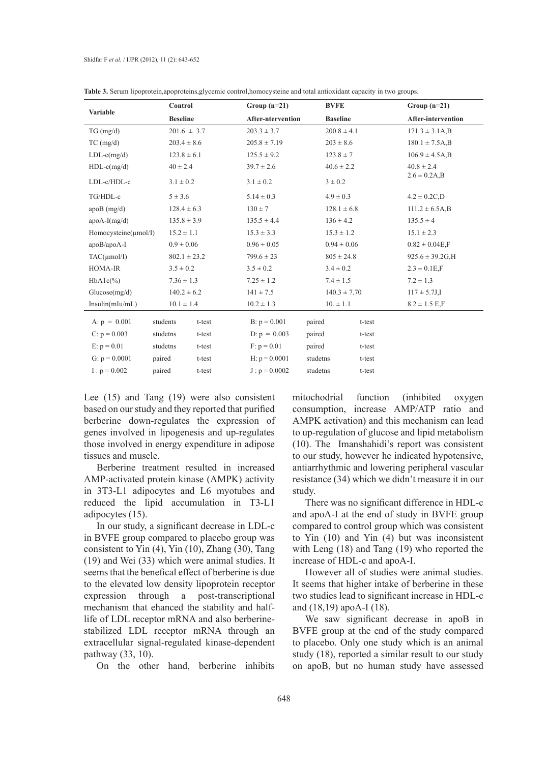**Table 3.** Serum lipoprotein,apoproteins,glycemic control,homocysteine and total antioxidant capacity in two groups.

| Variable | Control | Group (n=21) | BVFE | Group (n=21) |
|---|---|---|---|---|
| | Beseline | After-ntervention | Baseline | After-intervention |
| TG (mg/d) | 201.6 ± 3.7 | 203.3 ± 3.7 | 200.8 ± 4.1 | 171.3 ± 3.1A,B |
| TC (mg/d) | 203.4 ± 8.6 | 205.8 ± 7.19 | 203 ± 8.6 | 180.1 ± 7.5A,B |
| LDL-c(mg/d) | 123.8 ± 6.1 | 125.5 ± 9.2 | 123.8 ± 7 | 106.9 ± 4.5A,B |
| HDL-c(mg/d) | 40 ± 2.4 | 39.7 ± 2.6 | 40.6 ± 2.2 | 40.8 ± 2.4 |
| LDL-c/HDL-c | 3.1 ± 0.2 | 3.1 ± 0.2 | 3 ± 0.2 | 2.6 ± 0.2A,B |
| TG/HDL-c | 5 ± 3.6 | 5.14 ± 0.3 | 4.9 ± 0.3 | 4.2 ± 0.2C,D |
| apoB (mg/d) | 128.4 ± 6.3 | 130 ± 7 | 128.1 ± 6.8 | 111.2 ± 6.5A,B |
| apoA-I(mg/d) | 135.8 ± 3.9 | 135.5 ± 4.4 | 136 ± 4.2 | 135.5 ± 4 |
| Homocysteine(μmol/I) | 15.2 ± 1.1 | 15.3 ± 3.3 | 15.3 ± 1.2 | 15.1 ± 2.3 |
| apoB/apoA-I | 0.9 ± 0.06 | 0.96 ± 0.05 | 0.94 ± 0.06 | 0.82 ± 0.04E,F |
| TAC(μmol/I) | 802.1 ± 23.2 | 799.6 ± 23 | 805 ± 24.8 | 925.6 ± 39.2G,H |
| HOMA-IR | 3.5 ± 0.2 | 3.5 ± 0.2 | 3.4 ± 0.2 | 2.3 ± 0.1E,F |
| HbA1c(%) | 7.36 ± 1.3 | 7.25 ± 1.2 | 7.4 ± 1.5 | 7.2 ± 1.3 |
| Glucose(mg/d) | 140.2 ± 6.2 | 141 ± 7.5 | 140.3 ± 7.70 | 117 ± 5.7J,I |
| Insulin(mIu/mL) | 10.1 ± 1.4 | 10.2 ± 1.3 | 10. ± 1.1 | 8.2 ± 1.5 E,F |

A: p = 0.001 students t-test; B: p = 0.001 paired t-test
C: p = 0.003 studetns t-test; D: p = 0.003 paired t-test
E: p = 0.01 studetns t-test; F: p = 0.01 paired t-test
G: p = 0.0001 paired t-test; H: p = 0.0001 studetns t-test
I : p = 0.002 paired t-test; J : p = 0.0002 studetns t-test

Lee (15) and Tang (19) were also consistent based on our study and they reported that purified berberine down-regulates the expression of genes involved in lipogenesis and up-regulates those involved in energy expenditure in adipose tissues and muscle.

Berberine treatment resulted in increased AMP-activated protein kinase (AMPK) activity in 3T3-L1 adipocytes and L6 myotubes and reduced the lipid accumulation in T3-L1 adipocytes (15).

In our study, a significant decrease in LDL-c in BVFE group compared to placebo group was consistent to Yin (4), Yin (10), Zhang (30), Tang (19) and Wei (33) which were animal studies. It seems that the benefical effect of berberine is due to the elevated low density lipoprotein receptor expression through a post-transcriptional mechanism that ehanced the stability and half-life of LDL receptor mRNA and also berberine-stabilized LDL receptor mRNA through an extracellular signal-regulated kinase-dependent pathway (33, 10).

On the other hand, berberine inhibits mitochodrial function (inhibited oxygen consumption, increase AMP/ATP ratio and AMPK activation) and this mechanism can lead to up-regulation of glucose and lipid metabolism (10). The Imanshahidi's report was consistent to our study, however he indicated hypotensive, antiarrhythmic and lowering peripheral vascular resistance (34) which we didn't measure it in our study.

There was no significant difference in HDL-c and apoA-I at the end of study in BVFE group compared to control group which was consistent to Yin (10) and Yin (4) but was inconsistent with Leng (18) and Tang (19) who reported the increase of HDL-c and apoA-I.

However all of studies were animal studies. It seems that higher intake of berberine in these two studies lead to significant increase in HDL-c and (18,19) apoA-I (18).

We saw significant decrease in apoB in BVFE group at the end of the study compared to placebo. Only one study which is an animal study (18), reported a similar result to our study on apoB, but no human study have assessed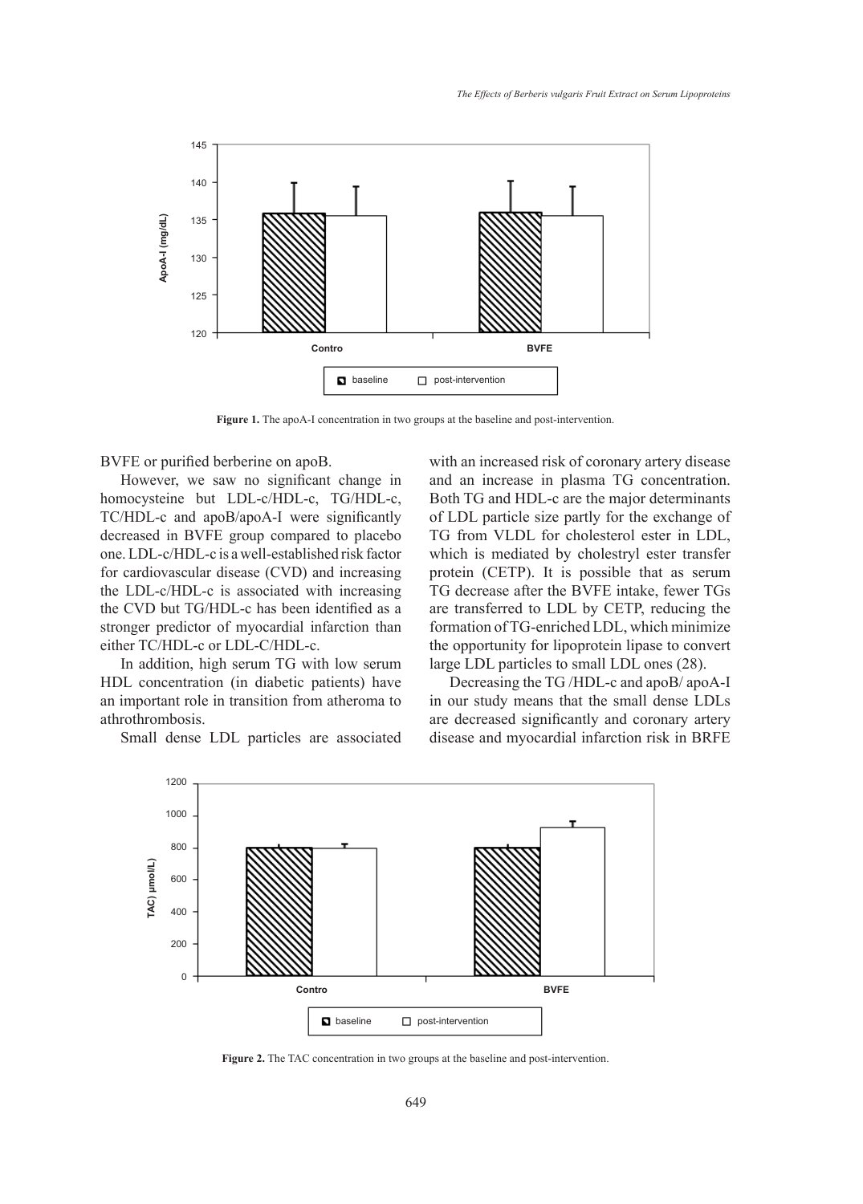Figure 1. The apoA-I concentration in two groups at the baseline and post-intervention.

BVFE or purified berberine on apoB.

However, we saw no significant change in homocysteine but LDL-c/HDL-c, TG/HDL-c, TC/HDL-c and apoB/apoA-I were significantly decreased in BVFE group compared to placebo one. LDL-c/HDL-c is a well-established risk factor for cardiovascular disease (CVD) and increasing the LDL-c/HDL-c is associated with increasing the CVD but TG/HDL-c has been identified as a stronger predictor of myocardial infarction than either TC/HDL-c or LDL-C/HDL-c.

In addition, high serum TG with low serum HDL concentration (in diabetic patients) have an important role in transition from atheroma to athrothrombosis.

Small dense LDL particles are associated with an increased risk of coronary artery disease and an increase in plasma TG concentration. Both TG and HDL-c are the major determinants of LDL particle size partly for the exchange of TG from VLDL for cholesterol ester in LDL, which is mediated by cholestryl ester transfer protein (CETP). It is possible that as serum TG decrease after the BVFE intake, fewer TGs are transferred to LDL by CETP, reducing the formation of TG-enriched LDL, which minimize the opportunity for lipoprotein lipase to convert large LDL particles to small LDL ones (28).

Decreasing the TG /HDL-c and apoB/ apoA-I in our study means that the small dense LDLs are decreased significantly and coronary artery disease and myocardial infarction risk in BRFE

Figure 2. The TAC concentration in two groups at the baseline and post-intervention.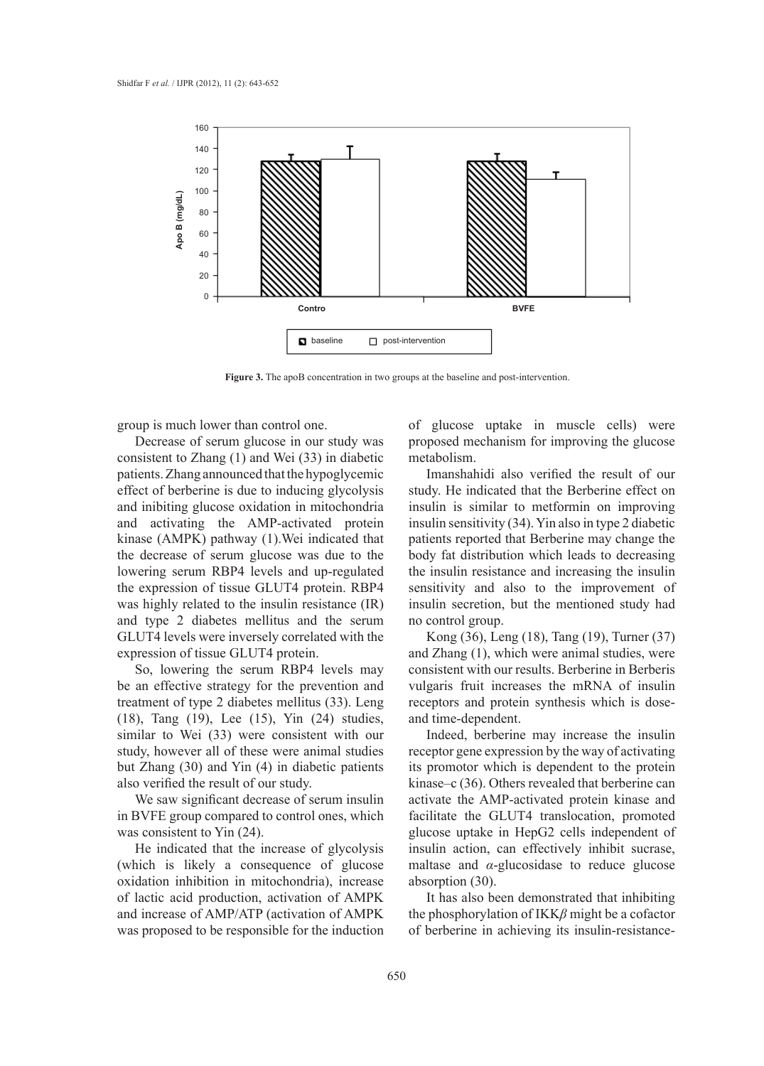**Figure 3.** The apoB concentration in two groups at the baseline and post-intervention.

group is much lower than control one.

Decrease of serum glucose in our study was consistent to Zhang (1) and Wei (33) in diabetic patients. Zhang announced that the hypoglycemic effect of berberine is due to inducing glycolysis and inibiting glucose oxidation in mitochondria and activating the AMP-activated protein kinase (AMPK) pathway (1).Wei indicated that the decrease of serum glucose was due to the lowering serum RBP4 levels and up-regulated the expression of tissue GLUT4 protein. RBP4 was highly related to the insulin resistance (IR) and type 2 diabetes mellitus and the serum GLUT4 levels were inversely correlated with the expression of tissue GLUT4 protein.

So, lowering the serum RBP4 levels may be an effective strategy for the prevention and treatment of type 2 diabetes mellitus (33). Leng (18), Tang (19), Lee (15), Yin (24) studies, similar to Wei (33) were consistent with our study, however all of these were animal studies but Zhang (30) and Yin (4) in diabetic patients also verified the result of our study.

We saw significant decrease of serum insulin in BVFE group compared to control ones, which was consistent to Yin (24).

He indicated that the increase of glycolysis (which is likely a consequence of glucose oxidation inhibition in mitochondria), increase of lactic acid production, activation of AMPK and increase of AMP/ATP (activation of AMPK was proposed to be responsible for the induction of glucose uptake in muscle cells) were proposed mechanism for improving the glucose metabolism.

Imanshahidi also verified the result of our study. He indicated that the Berberine effect on insulin is similar to metformin on improving insulin sensitivity (34). Yin also in type 2 diabetic patients reported that Berberine may change the body fat distribution which leads to decreasing the insulin resistance and increasing the insulin sensitivity and also to the improvement of insulin secretion, but the mentioned study had no control group.

Kong (36), Leng (18), Tang (19), Turner (37) and Zhang (1), which were animal studies, were consistent with our results. Berberine in Berberis vulgaris fruit increases the mRNA of insulin receptors and protein synthesis which is dose- and time-dependent.

Indeed, berberine may increase the insulin receptor gene expression by the way of activating its promotor which is dependent to the protein kinase–c (36). Others revealed that berberine can activate the AMP-activated protein kinase and facilitate the GLUT4 translocation, promoted glucose uptake in HepG2 cells independent of insulin action, can effectively inhibit sucrase, maltase and $\alpha$-glucosidase to reduce glucose absorption (30).

It has also been demonstrated that inhibiting the phosphorylation of IKK$\beta$ might be a cofactor of berberine in achieving its insulin-resistance-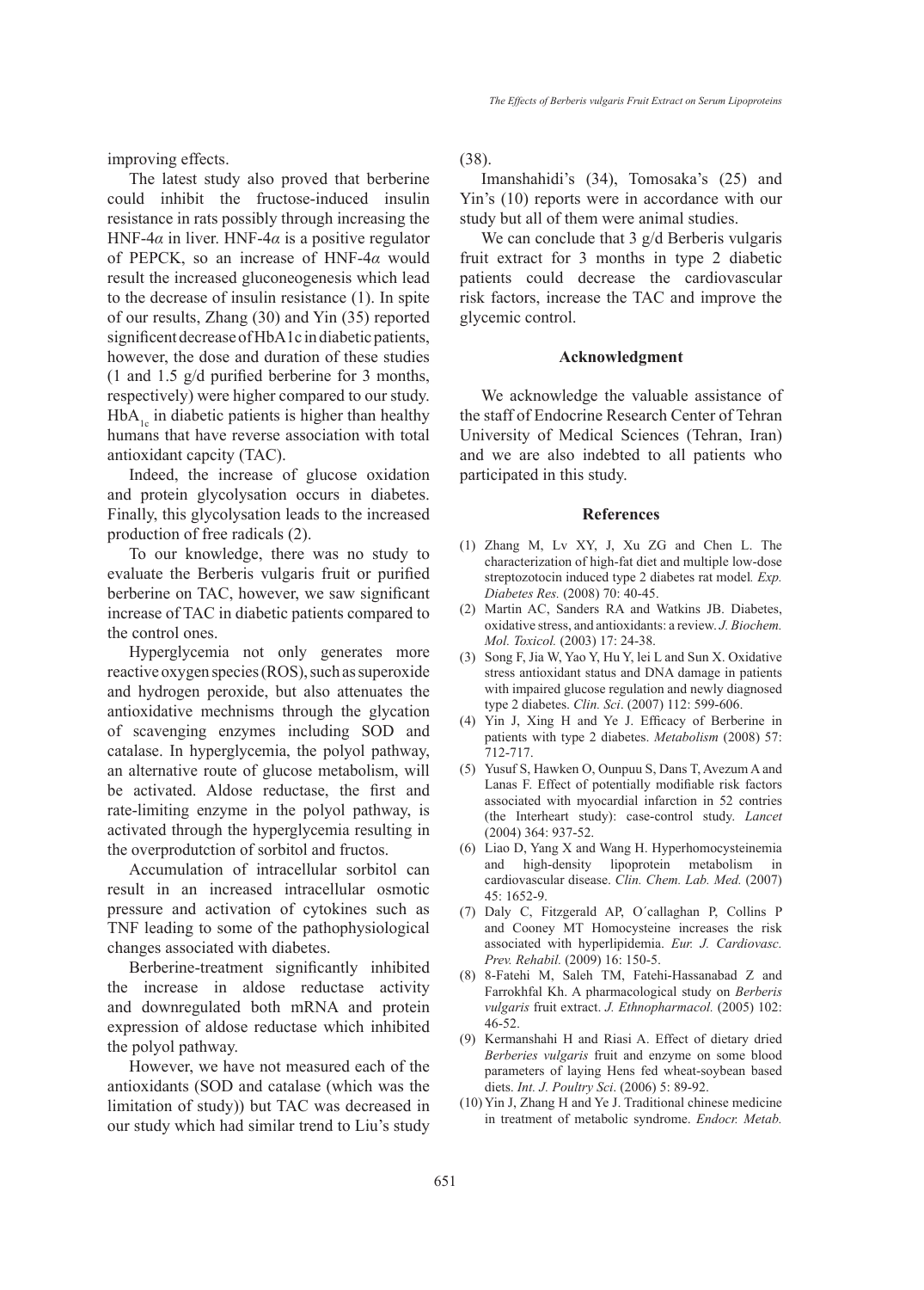improving effects.

The latest study also proved that berberine could inhibit the fructose-induced insulin resistance in rats possibly through increasing the HNF-4$\alpha$ in liver. HNF-4$\alpha$ is a positive regulator of PEPCK, so an increase of HNF-4$\alpha$ would result the increased gluconeogenesis which lead to the decrease of insulin resistance (1). In spite of our results, Zhang (30) and Yin (35) reported significant decrease of HbA1c in diabetic patients, however, the dose and duration of these studies (1 and 1.5 g/d purified berberine for 3 months, respectively) were higher compared to our study. $HbA_{1c}$ in diabetic patients is higher than healthy humans that have reverse association with total antioxidant capcity (TAC).

Indeed, the increase of glucose oxidation and protein glycolysation occurs in diabetes. Finally, this glycolysation leads to the increased production of free radicals (2).

To our knowledge, there was no study to evaluate the Berberis vulgaris fruit or purified berberine on TAC, however, we saw significant increase of TAC in diabetic patients compared to the control ones.

Hyperglycemia not only generates more reactive oxygen species (ROS), such as superoxide and hydrogen peroxide, but also attenuates the antioxidative mechnisms through the glycation of scavenging enzymes including SOD and catalase. In hyperglycemia, the polyol pathway, an alternative route of glucose metabolism, will be activated. Aldose reductase, the first and rate-limiting enzyme in the polyol pathway, is activated through the hyperglycemia resulting in the overprodutction of sorbitol and fructos.

Accumulation of intracellular sorbitol can result in an increased intracellular osmotic pressure and activation of cytokines such as TNF leading to some of the pathophysiological changes associated with diabetes.

Berberine-treatment significantly inhibited the increase in aldose reductase activity and downregulated both mRNA and protein expression of aldose reductase which inhibited the polyol pathway.

However, we have not measured each of the antioxidants (SOD and catalase (which was the limitation of study)) but TAC was decreased in our study which had similar trend to Liu's study (38).

Imanshahidi's (34), Tomosaka's (25) and Yin's (10) reports were in accordance with our study but all of them were animal studies.

We can conclude that 3 g/d Berberis vulgaris fruit extract for 3 months in type 2 diabetic patients could decrease the cardiovascular risk factors, increase the TAC and improve the glycemic control.

## Acknowledgment

We acknowledge the valuable assistance of the staff of Endocrine Research Center of Tehran University of Medical Sciences (Tehran, Iran) and we are also indebted to all patients who participated in this study.

## References

(1) Zhang M, Lv XY, J, Xu ZG and Chen L. The characterization of high-fat diet and multiple low-dose streptozotocin induced type 2 diabetes rat model. *Exp. Diabetes Res.* (2008) 70: 40-45.

(2) Martin AC, Sanders RA and Watkins JB. Diabetes, oxidative stress, and antioxidants: a review. *J. Biochem. Mol. Toxicol.* (2003) 17: 24-38.

(3) Song F, Jia W, Yao Y, Hu Y, lei L and Sun X. Oxidative stress antioxidant status and DNA damage in patients with impaired glucose regulation and newly diagnosed type 2 diabetes. *Clin. Sci*. (2007) 112: 599-606.

(4) Yin J, Xing H and Ye J. Efficacy of Berberine in patients with type 2 diabetes. *Metabolism* (2008) 57: 712-717.

(5) Yusuf S, Hawken O, Ounpuu S, Dans T, Avezum A and Lanas F. Effect of potentially modifiable risk factors associated with myocardial infarction in 52 contries (the Interheart study): case-control study. *Lancet* (2004) 364: 937-52.

(6) Liao D, Yang X and Wang H. Hyperhomocysteinemia and high-density lipoprotein metabolism in cardiovascular disease. *Clin. Chem. Lab. Med.* (2007) 45: 1652-9.

(7) Daly C, Fitzgerald AP, O´callaghan P, Collins P and Cooney MT Homocysteine increases the risk associated with hyperlipidemia. *Eur. J. Cardiovasc. Prev. Rehabil.* (2009) 16: 150-5.

(8) 8-Fatehi M, Saleh TM, Fatehi-Hassanabad Z and Farrokhfal Kh. A pharmacological study on *Berberis vulgaris* fruit extract. *J. Ethnopharmacol.* (2005) 102: 46-52.

(9) Kermanshahi H and Riasi A. Effect of dietary dried *Berberies vulgaris* fruit and enzyme on some blood parameters of laying Hens fed wheat-soybean based diets. *Int. J. Poultry Sci*. (2006) 5: 89-92.

(10) Yin J, Zhang H and Ye J. Traditional chinese medicine in treatment of metabolic syndrome. *Endocr. Metab.*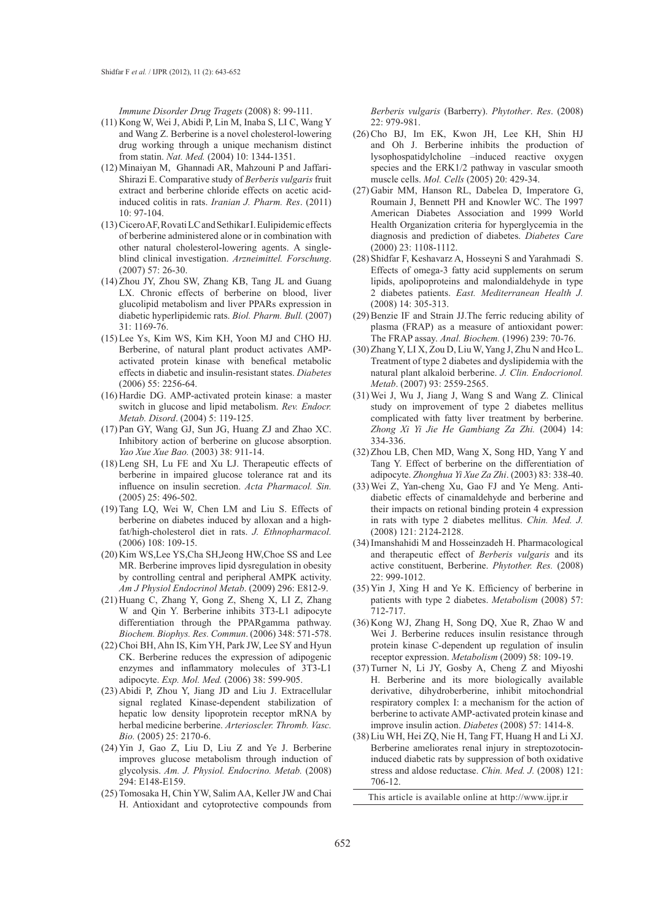*Immune Disorder Drug Tragets* (2008) 8: 99-111.

(11) Kong W, Wei J, Abidi P, Lin M, Inaba S, LI C, Wang Y and Wang Z. Berberine is a novel cholesterol-lowering drug working through a unique mechanism distinct from statin. *Nat. Med.* (2004) 10: 1344-1351.

(12) Minaiyan M, Ghannadi AR, Mahzouni P and Jaffari-Shirazi E. Comparative study of *Berberis vulgaris* fruit extract and berberine chloride effects on acetic acid-induced colitis in rats. *Iranian J. Pharm. Res*. (2011) 10: 97-104.

(13) Cicero AF, Rovati LC and Sethikar I. Eulipidemic effects of berberine administered alone or in combination with other natural cholesterol-lowering agents. A single-blind clinical investigation. *Arzneimittel. Forschung*. (2007) 57: 26-30.

(14) Zhou JY, Zhou SW, Zhang KB, Tang JL and Guang LX. Chronic effects of berberine on blood, liver glucolipid metabolism and liver PPARs expression in diabetic hyperlipidemic rats. *Biol. Pharm. Bull.* (2007) 31: 1169-76.

(15) Lee Ys, Kim WS, Kim KH, Yoon MJ and CHO HJ. Berberine, of natural plant product activates AMP-activated protein kinase with benefical metabolic effects in diabetic and insulin-resistant states. *Diabetes* (2006) 55: 2256-64.

(16) Hardie DG. AMP-activated protein kinase: a master switch in glucose and lipid metabolism. *Rev. Endocr. Metab. Disord*. (2004) 5: 119-125.

(17) Pan GY, Wang GJ, Sun JG, Huang ZJ and Zhao XC. Inhibitory action of berberine on glucose absorption. *Yao Xue Xue Bao.* (2003) 38: 911-14.

(18) Leng SH, Lu FE and Xu LJ. Therapeutic effects of berberine in impaired glucose tolerance rat and its influence on insulin secretion. *Acta Pharmacol. Sin.* (2005) 25: 496-502.

(19) Tang LQ, Wei W, Chen LM and Liu S. Effects of berberine on diabetes induced by alloxan and a high-fat/high-cholesterol diet in rats. *J. Ethnopharmacol.* (2006) 108: 109-15.

(20) Kim WS,Lee YS,Cha SH,Jeong HW,Choe SS and Lee MR. Berberine improves lipid dysregulation in obesity by controlling central and peripheral AMPK activity. *Am J Physiol Endocrinol Metab.* (2009) 296: E812-9.

(21) Huang C, Zhang Y, Gong Z, Sheng X, LI Z, Zhang W and Qin Y. Berberine inhibits 3T3-L1 adipocyte differentiation through the PPARgamma pathway. *Biochem. Biophys. Res. Commun*. (2006) 348: 571-578.

(22) Choi BH, Ahn IS, Kim YH, Park JW, Lee SY and Hyun CK. Berberine reduces the expression of adipogenic enzymes and inflammatory molecules of 3T3-L1 adipocyte. *Exp. Mol. Med.* (2006) 38: 599-905.

(23) Abidi P, Zhou Y, Jiang JD and Liu J. Extracellular signal reglated Kinase-dependent stabilization of hepatic low density lipoprotein receptor mRNA by herbal medicine berberine. *Arterioscler. Thromb. Vasc. Bio.* (2005) 25: 2170-6.

(24) Yin J, Gao Z, Liu D, Liu Z and Ye J. Berberine improves glucose metabolism through induction of glycolysis. *Am. J. Physiol. Endocrino. Metab.* (2008) 294: E148-E159.

(25) Tomosaka H, Chin YW, Salim AA, Keller JW and Chai H. Antioxidant and cytoprotective compounds from *Berberis vulgaris* (Barberry). *Phytother*. *Res*. (2008) 22: 979-981.

(26) Cho BJ, Im EK, Kwon JH, Lee KH, Shin HJ and Oh J. Berberine inhibits the production of lysophospatidylcholine –induced reactive oxygen species and the ERK1/2 pathway in vascular smooth muscle cells. *Mol. Cells* (2005) 20: 429-34.

(27) Gabir MM, Hanson RL, Dabelea D, Imperatore G, Roumain J, Bennett PH and Knowler WC. The 1997 American Diabetes Association and 1999 World Health Organization criteria for hyperglycemia in the diagnosis and prediction of diabetes. *Diabetes Care* (2000) 23: 1108-1112.

(28) Shidfar F, Keshavarz A, Hosseyni S and Yarahmadi S. Effects of omega-3 fatty acid supplements on serum lipids, apolipoproteins and malondialdehyde in type 2 diabetes patients. *East. Mediterranean Health J.* (2008) 14: 305-313.

(29) Benzie IF and Strain JJ.The ferric reducing ability of plasma (FRAP) as a measure of antioxidant power: The FRAP assay. *Anal. Biochem.* (1996) 239: 70-76.

(30) Zhang Y, LI X, Zou D, Liu W, Yang J, Zhu N and Hco L. Treatment of type 2 diabetes and dyslipidemia with the natural plant alkaloid berberine. *J. Clin. Endocrionol. Metab*. (2007) 93: 2559-2565.

(31) Wei J, Wu J, Jiang J, Wang S and Wang Z. Clinical study on improvement of type 2 diabetes mellitus complicated with fatty liver treatment by berberine. *Zhong Xi Yi Jie He Gambiang Za Zhi.* (2004) 14: 334-336.

(32) Zhou LB, Chen MD, Wang X, Song HD, Yang Y and Tang Y. Effect of berberine on the differentiation of adipocyte. *Zhonghua Yi Xue Za Zhi*. (2003) 83: 338-40.

(33) Wei Z, Yan-cheng Xu, Gao FJ and Ye Meng. Anti-diabetic effects of cinamaldehyde and berberine and their impacts on retional binding protein 4 expression in rats with type 2 diabetes mellitus. *Chin. Med. J.* (2008) 121: 2124-2128.

(34) Imanshahidi M and Hosseinzadeh H. Pharmacological and therapeutic effect of *Berberis vulgaris* and its active constituent, Berberine. *Phytother. Res.* (2008) 22: 999-1012.

(35) Yin J, Xing H and Ye K. Efficiency of berberine in patients with type 2 diabetes. *Metabolism* (2008) 57: 712-717.

(36) Kong WJ, Zhang H, Song DQ, Xue R, Zhao W and Wei J. Berberine reduces insulin resistance through protein kinase C-dependent up regulation of insulin receptor expression. *Metabolism* (2009) 58: 109-19.

(37) Turner N, Li JY, Gosby A, Cheng Z and Miyoshi H. Berberine and its more biologically available derivative, dihydroberberine, inhibit mitochondrial respiratory complex I: a mechanism for the action of berberine to activate AMP-activated protein kinase and improve insulin action. *Diabetes* (2008) 57: 1414-8.

(38) Liu WH, Hei ZQ, Nie H, Tang FT, Huang H and Li XJ. Berberine ameliorates renal injury in streptozotocin-induced diabetic rats by suppression of both oxidative stress and aldose reductase. *Chin. Med. J.* (2008) 121: 706-12.

This article is available online at http://www.ijpr.ir